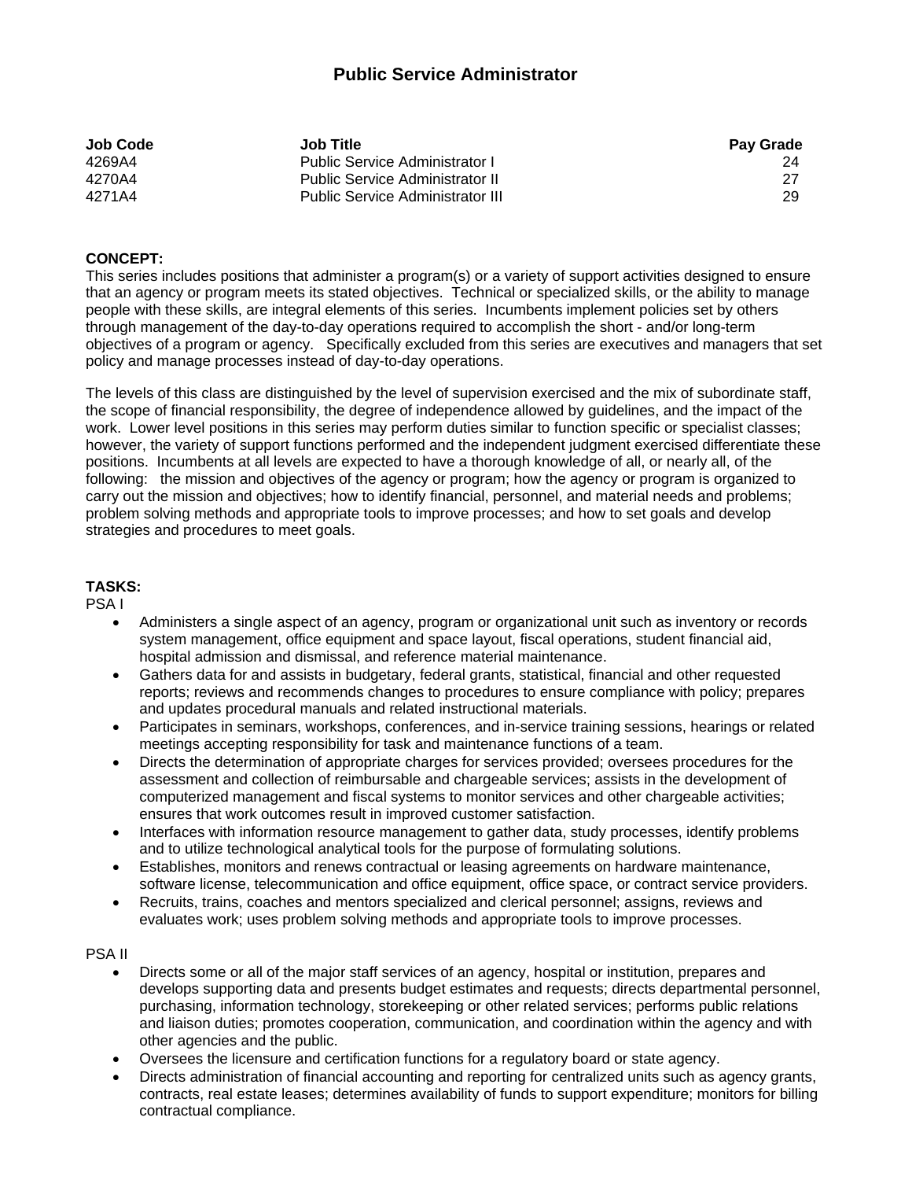# Public Service Administrator

| Job Code | Job Title | Pay Grade |
|---|---|---|
| 4269A4 | Public Service Administrator I | 24 |
| 4270A4 | Public Service Administrator II | 27 |
| 4271A4 | Public Service Administrator III | 29 |

**CONCEPT:**
This series includes positions that administer a program(s) or a variety of support activities designed to ensure that an agency or program meets its stated objectives. Technical or specialized skills, or the ability to manage people with these skills, are integral elements of this series. Incumbents implement policies set by others through management of the day-to-day operations required to accomplish the short - and/or long-term objectives of a program or agency. Specifically excluded from this series are executives and managers that set policy and manage processes instead of day-to-day operations.

The levels of this class are distinguished by the level of supervision exercised and the mix of subordinate staff, the scope of financial responsibility, the degree of independence allowed by guidelines, and the impact of the work. Lower level positions in this series may perform duties similar to function specific or specialist classes; however, the variety of support functions performed and the independent judgment exercised differentiate these positions. Incumbents at all levels are expected to have a thorough knowledge of all, or nearly all, of the following: the mission and objectives of the agency or program; how the agency or program is organized to carry out the mission and objectives; how to identify financial, personnel, and material needs and problems; problem solving methods and appropriate tools to improve processes; and how to set goals and develop strategies and procedures to meet goals.

**TASKS:**

PSA I

- Administers a single aspect of an agency, program or organizational unit such as inventory or records system management, office equipment and space layout, fiscal operations, student financial aid, hospital admission and dismissal, and reference material maintenance.
- Gathers data for and assists in budgetary, federal grants, statistical, financial and other requested reports; reviews and recommends changes to procedures to ensure compliance with policy; prepares and updates procedural manuals and related instructional materials.
- Participates in seminars, workshops, conferences, and in-service training sessions, hearings or related meetings accepting responsibility for task and maintenance functions of a team.
- Directs the determination of appropriate charges for services provided; oversees procedures for the assessment and collection of reimbursable and chargeable services; assists in the development of computerized management and fiscal systems to monitor services and other chargeable activities; ensures that work outcomes result in improved customer satisfaction.
- Interfaces with information resource management to gather data, study processes, identify problems and to utilize technological analytical tools for the purpose of formulating solutions.
- Establishes, monitors and renews contractual or leasing agreements on hardware maintenance, software license, telecommunication and office equipment, office space, or contract service providers.
- Recruits, trains, coaches and mentors specialized and clerical personnel; assigns, reviews and evaluates work; uses problem solving methods and appropriate tools to improve processes.

PSA II

- Directs some or all of the major staff services of an agency, hospital or institution, prepares and develops supporting data and presents budget estimates and requests; directs departmental personnel, purchasing, information technology, storekeeping or other related services; performs public relations and liaison duties; promotes cooperation, communication, and coordination within the agency and with other agencies and the public.
- Oversees the licensure and certification functions for a regulatory board or state agency.
- Directs administration of financial accounting and reporting for centralized units such as agency grants, contracts, real estate leases; determines availability of funds to support expenditure; monitors for billing contractual compliance.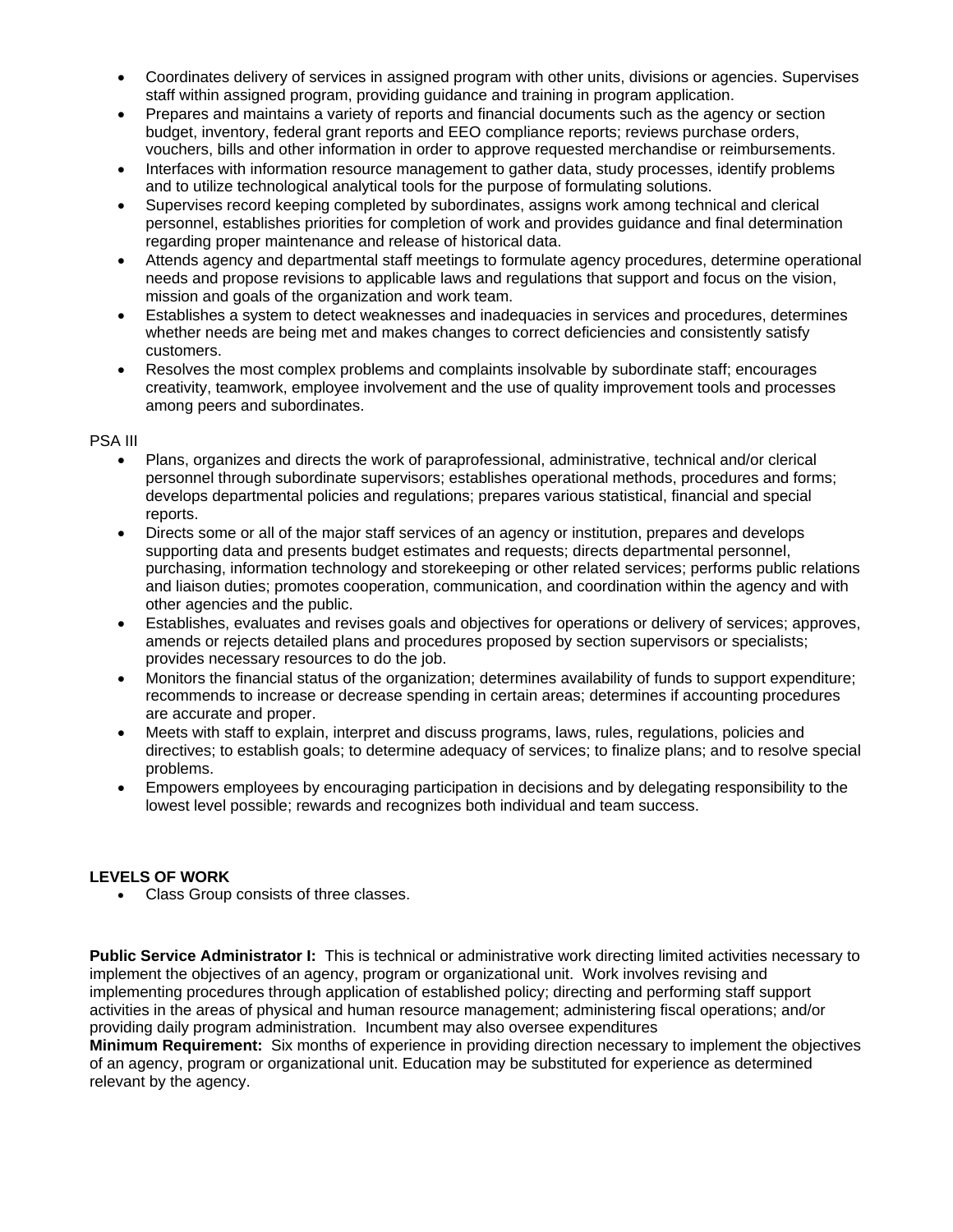- Coordinates delivery of services in assigned program with other units, divisions or agencies. Supervises staff within assigned program, providing guidance and training in program application.
- Prepares and maintains a variety of reports and financial documents such as the agency or section budget, inventory, federal grant reports and EEO compliance reports; reviews purchase orders, vouchers, bills and other information in order to approve requested merchandise or reimbursements.
- Interfaces with information resource management to gather data, study processes, identify problems and to utilize technological analytical tools for the purpose of formulating solutions.
- Supervises record keeping completed by subordinates, assigns work among technical and clerical personnel, establishes priorities for completion of work and provides guidance and final determination regarding proper maintenance and release of historical data.
- Attends agency and departmental staff meetings to formulate agency procedures, determine operational needs and propose revisions to applicable laws and regulations that support and focus on the vision, mission and goals of the organization and work team.
- Establishes a system to detect weaknesses and inadequacies in services and procedures, determines whether needs are being met and makes changes to correct deficiencies and consistently satisfy customers.
- Resolves the most complex problems and complaints insolvable by subordinate staff; encourages creativity, teamwork, employee involvement and the use of quality improvement tools and processes among peers and subordinates.

PSA III

- Plans, organizes and directs the work of paraprofessional, administrative, technical and/or clerical personnel through subordinate supervisors; establishes operational methods, procedures and forms; develops departmental policies and regulations; prepares various statistical, financial and special reports.
- Directs some or all of the major staff services of an agency or institution, prepares and develops supporting data and presents budget estimates and requests; directs departmental personnel, purchasing, information technology and storekeeping or other related services; performs public relations and liaison duties; promotes cooperation, communication, and coordination within the agency and with other agencies and the public.
- Establishes, evaluates and revises goals and objectives for operations or delivery of services; approves, amends or rejects detailed plans and procedures proposed by section supervisors or specialists; provides necessary resources to do the job.
- Monitors the financial status of the organization; determines availability of funds to support expenditure; recommends to increase or decrease spending in certain areas; determines if accounting procedures are accurate and proper.
- Meets with staff to explain, interpret and discuss programs, laws, rules, regulations, policies and directives; to establish goals; to determine adequacy of services; to finalize plans; and to resolve special problems.
- Empowers employees by encouraging participation in decisions and by delegating responsibility to the lowest level possible; rewards and recognizes both individual and team success.

**LEVELS OF WORK**

- Class Group consists of three classes.

**Public Service Administrator I:** This is technical or administrative work directing limited activities necessary to implement the objectives of an agency, program or organizational unit. Work involves revising and implementing procedures through application of established policy; directing and performing staff support activities in the areas of physical and human resource management; administering fiscal operations; and/or providing daily program administration. Incumbent may also oversee expenditures
**Minimum Requirement:** Six months of experience in providing direction necessary to implement the objectives of an agency, program or organizational unit. Education may be substituted for experience as determined relevant by the agency.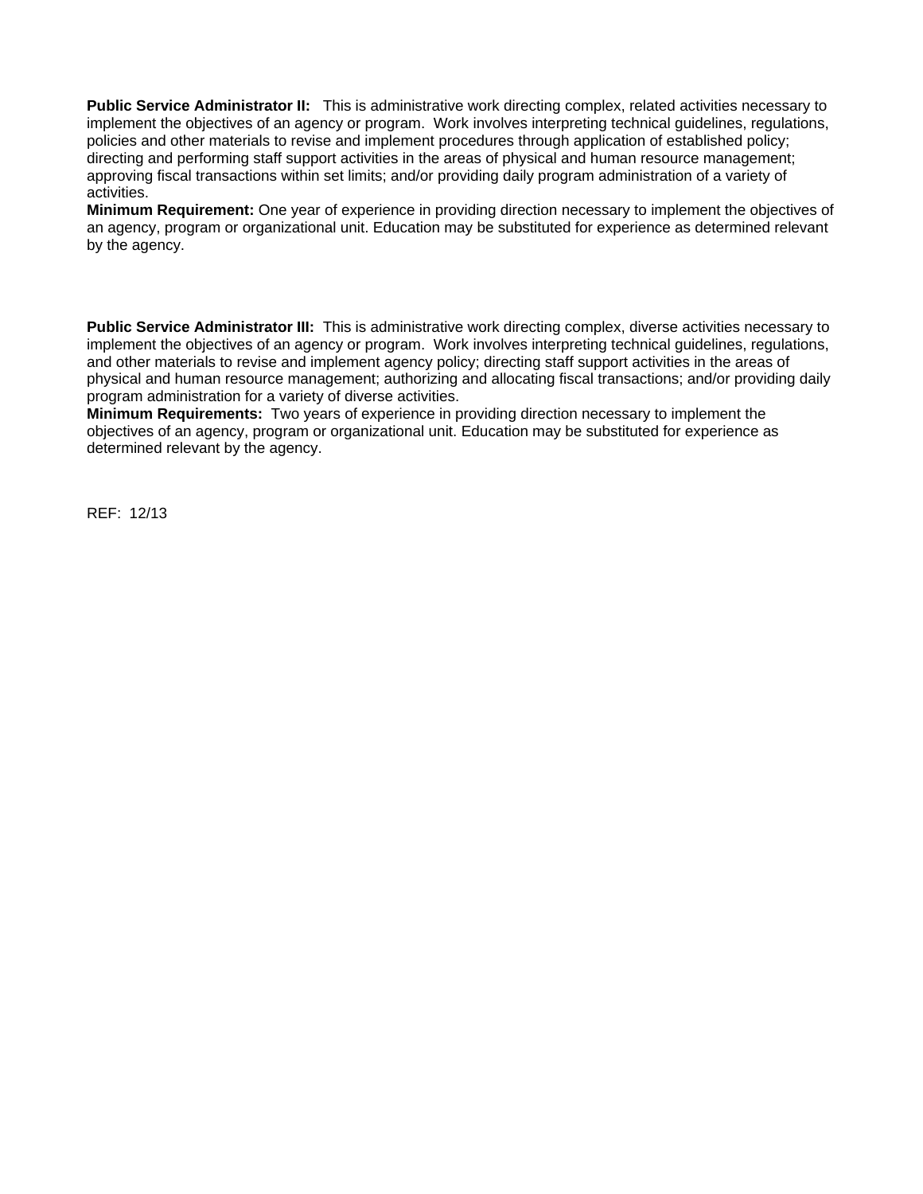**Public Service Administrator II:** This is administrative work directing complex, related activities necessary to implement the objectives of an agency or program. Work involves interpreting technical guidelines, regulations, policies and other materials to revise and implement procedures through application of established policy; directing and performing staff support activities in the areas of physical and human resource management; approving fiscal transactions within set limits; and/or providing daily program administration of a variety of activities.
**Minimum Requirement:** One year of experience in providing direction necessary to implement the objectives of an agency, program or organizational unit. Education may be substituted for experience as determined relevant by the agency.

**Public Service Administrator III:** This is administrative work directing complex, diverse activities necessary to implement the objectives of an agency or program. Work involves interpreting technical guidelines, regulations, and other materials to revise and implement agency policy; directing staff support activities in the areas of physical and human resource management; authorizing and allocating fiscal transactions; and/or providing daily program administration for a variety of diverse activities.
**Minimum Requirements:** Two years of experience in providing direction necessary to implement the objectives of an agency, program or organizational unit. Education may be substituted for experience as determined relevant by the agency.

REF: 12/13